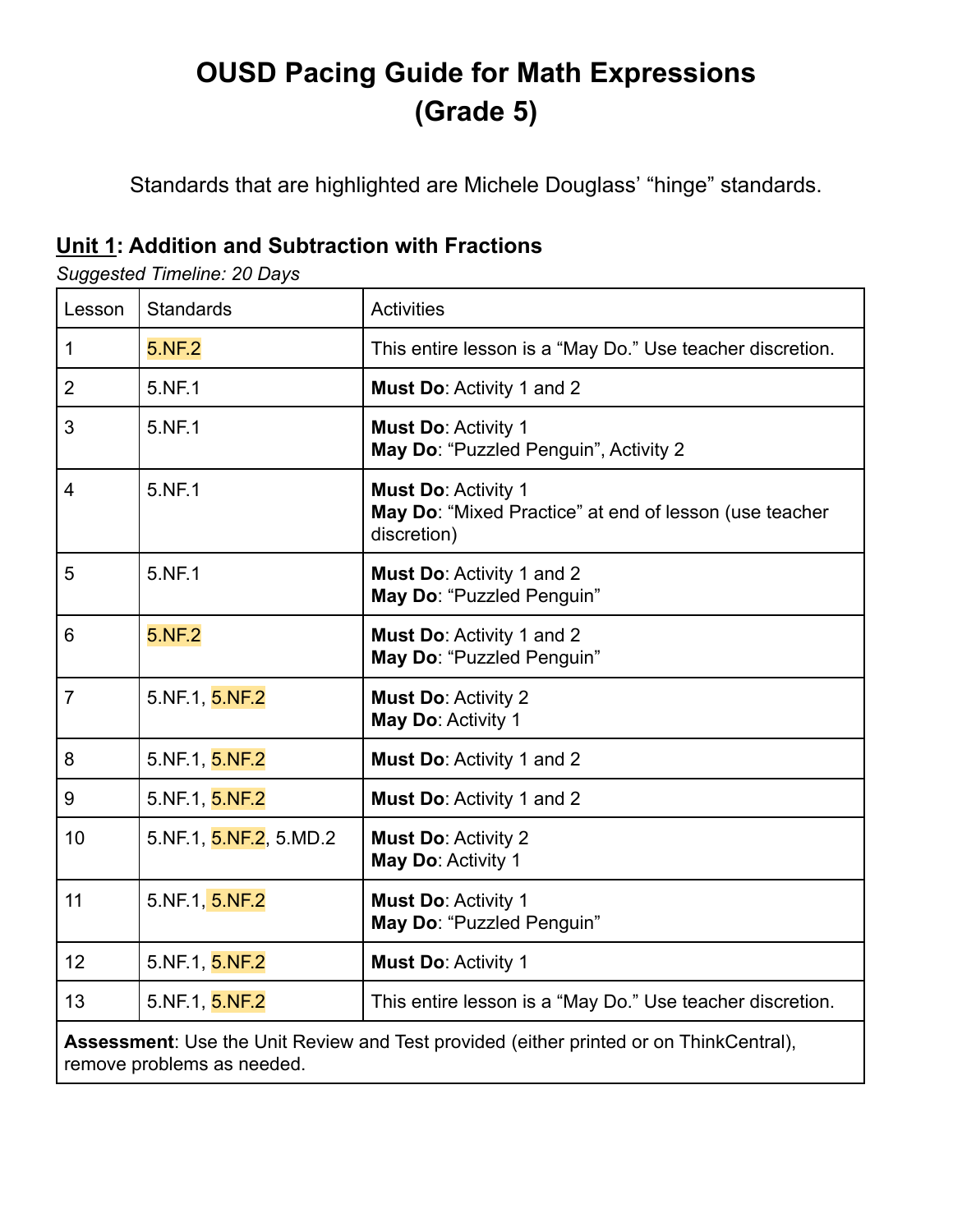# OUSD Pacing Guide for Math Expressions (Grade 5)

Standards that are highlighted are Michele Douglass' "hinge" standards.

## Unit 1: Addition and Subtraction with Fractions

*Suggested Timeline: 20 Days*

| Lesson | Standards | Activities |
|---|---|---|
| 1 | 5.NF.2 | This entire lesson is a "May Do." Use teacher discretion. |
| 2 | 5.NF.1 | **Must Do**: Activity 1 and 2 |
| 3 | 5.NF.1 | **Must Do**: Activity 1<br>**May Do**: "Puzzled Penguin", Activity 2 |
| 4 | 5.NF.1 | **Must Do**: Activity 1<br>**May Do**: "Mixed Practice" at end of lesson (use teacher discretion) |
| 5 | 5.NF.1 | **Must Do**: Activity 1 and 2<br>**May Do**: "Puzzled Penguin" |
| 6 | 5.NF.2 | **Must Do**: Activity 1 and 2<br>**May Do**: "Puzzled Penguin" |
| 7 | 5.NF.1, 5.NF.2 | **Must Do**: Activity 2<br>**May Do**: Activity 1 |
| 8 | 5.NF.1, 5.NF.2 | **Must Do**: Activity 1 and 2 |
| 9 | 5.NF.1, 5.NF.2 | **Must Do**: Activity 1 and 2 |
| 10 | 5.NF.1, 5.NF.2, 5.MD.2 | **Must Do**: Activity 2<br>**May Do**: Activity 1 |
| 11 | 5.NF.1, 5.NF.2 | **Must Do**: Activity 1<br>**May Do**: "Puzzled Penguin" |
| 12 | 5.NF.1, 5.NF.2 | **Must Do**: Activity 1 |
| 13 | 5.NF.1, 5.NF.2 | This entire lesson is a "May Do." Use teacher discretion. |
| **Assessment**: Use the Unit Review and Test provided (either printed or on ThinkCentral), remove problems as needed. | | |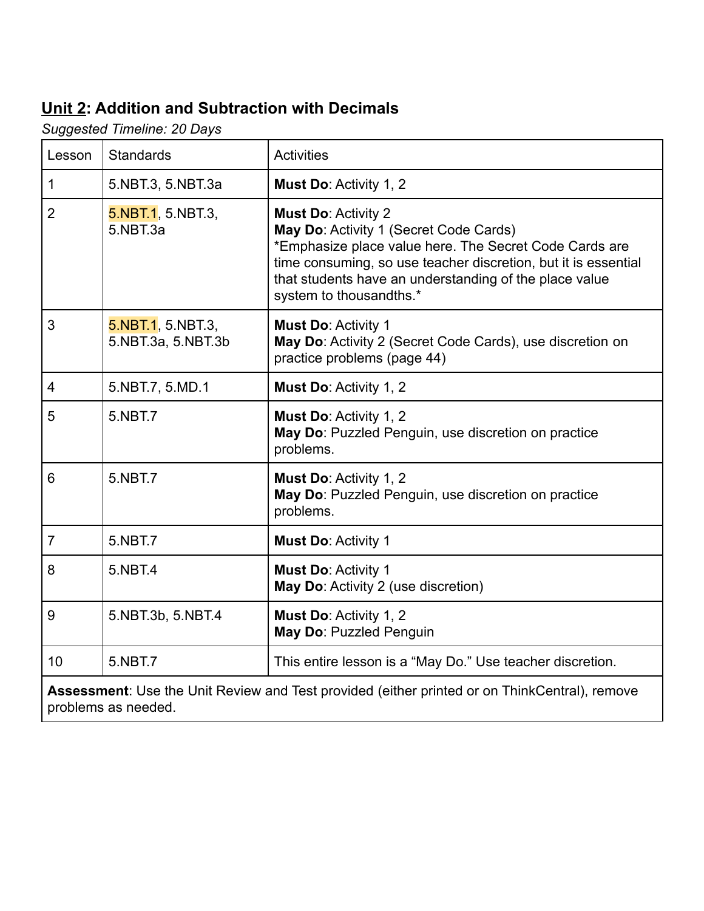## **<u>Unit 2</u>: Addition and Subtraction with Decimals**

*Suggested Timeline: 20 Days*

| Lesson | Standards | Activities |
|---|---|---|
| 1 | 5.NBT.3, 5.NBT.3a | **Must Do**: Activity 1, 2 |
| 2 | 5.NBT.1, 5.NBT.3, 5.NBT.3a | **Must Do**: Activity 2<br>**May Do**: Activity 1 (Secret Code Cards)<br>*Emphasize place value here. The Secret Code Cards are time consuming, so use teacher discretion, but it is essential that students have an understanding of the place value system to thousandths.* |
| 3 | 5.NBT.1, 5.NBT.3, 5.NBT.3a, 5.NBT.3b | **Must Do**: Activity 1<br>**May Do**: Activity 2 (Secret Code Cards), use discretion on practice problems (page 44) |
| 4 | 5.NBT.7, 5.MD.1 | **Must Do**: Activity 1, 2 |
| 5 | 5.NBT.7 | **Must Do**: Activity 1, 2<br>**May Do**: Puzzled Penguin, use discretion on practice problems. |
| 6 | 5.NBT.7 | **Must Do**: Activity 1, 2<br>**May Do**: Puzzled Penguin, use discretion on practice problems. |
| 7 | 5.NBT.7 | **Must Do**: Activity 1 |
| 8 | 5.NBT.4 | **Must Do**: Activity 1<br>**May Do**: Activity 2 (use discretion) |
| 9 | 5.NBT.3b, 5.NBT.4 | **Must Do**: Activity 1, 2<br>**May Do**: Puzzled Penguin |
| 10 | 5.NBT.7 | This entire lesson is a “May Do.” Use teacher discretion. |
| **Assessment**: Use the Unit Review and Test provided (either printed or on ThinkCentral), remove problems as needed. | | |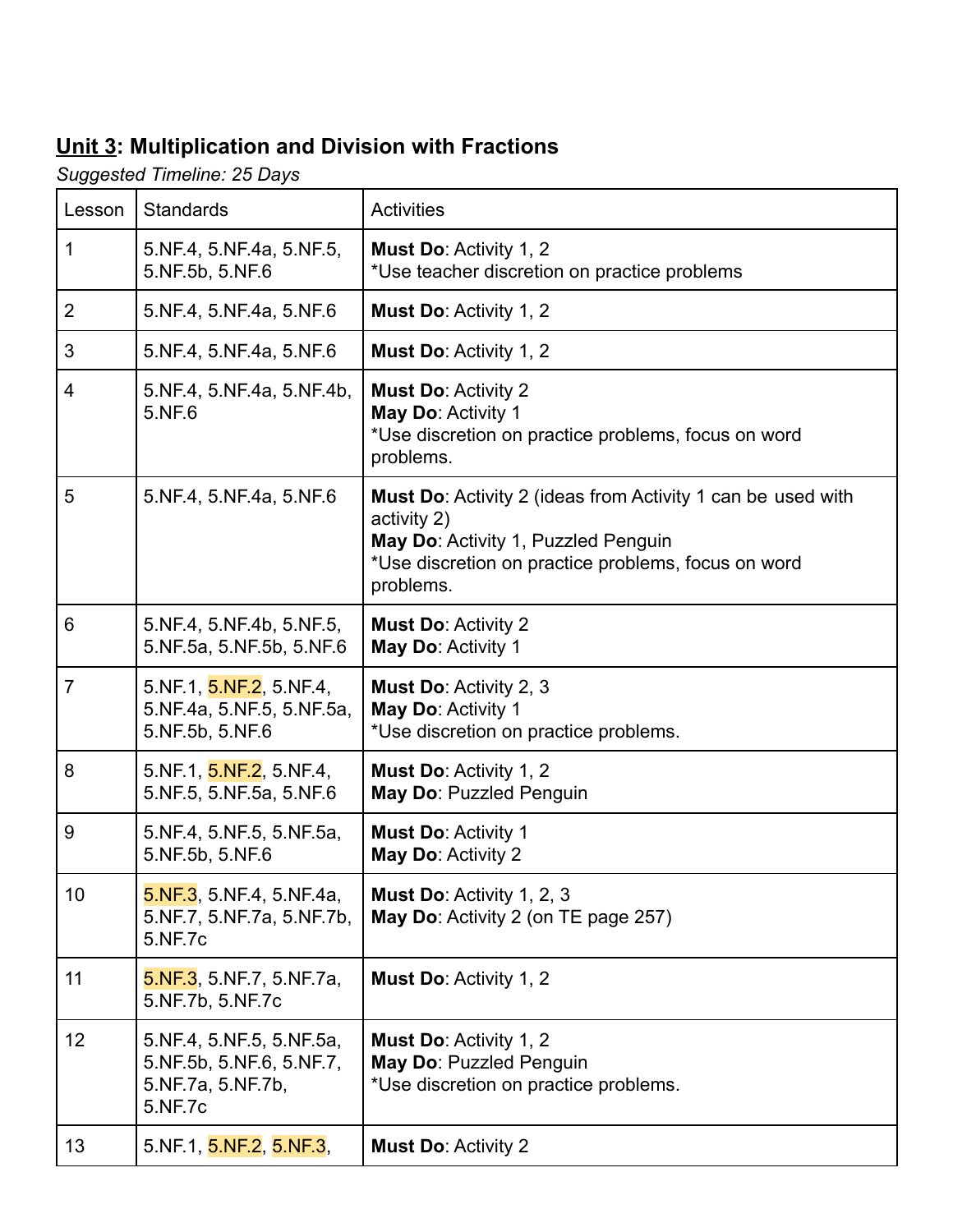## Unit 3: Multiplication and Division with Fractions

*Suggested Timeline: 25 Days*

| Lesson | Standards | Activities |
|---|---|---|
| 1 | 5.NF.4, 5.NF.4a, 5.NF.5, 5.NF.5b, 5.NF.6 | **Must Do**: Activity 1, 2<br>*Use teacher discretion on practice problems |
| 2 | 5.NF.4, 5.NF.4a, 5.NF.6 | **Must Do**: Activity 1, 2 |
| 3 | 5.NF.4, 5.NF.4a, 5.NF.6 | **Must Do**: Activity 1, 2 |
| 4 | 5.NF.4, 5.NF.4a, 5.NF.4b, 5.NF.6 | **Must Do**: Activity 2<br>**May Do**: Activity 1<br>*Use discretion on practice problems, focus on word problems. |
| 5 | 5.NF.4, 5.NF.4a, 5.NF.6 | **Must Do**: Activity 2 (ideas from Activity 1 can be used with activity 2)<br>**May Do**: Activity 1, Puzzled Penguin<br>*Use discretion on practice problems, focus on word problems. |
| 6 | 5.NF.4, 5.NF.4b, 5.NF.5, 5.NF.5a, 5.NF.5b, 5.NF.6 | **Must Do**: Activity 2<br>**May Do**: Activity 1 |
| 7 | 5.NF.1, 5.NF.2, 5.NF.4, 5.NF.4a, 5.NF.5, 5.NF.5a, 5.NF.5b, 5.NF.6 | **Must Do**: Activity 2, 3<br>**May Do**: Activity 1<br>*Use discretion on practice problems. |
| 8 | 5.NF.1, 5.NF.2, 5.NF.4, 5.NF.5, 5.NF.5a, 5.NF.6 | **Must Do**: Activity 1, 2<br>**May Do**: Puzzled Penguin |
| 9 | 5.NF.4, 5.NF.5, 5.NF.5a, 5.NF.5b, 5.NF.6 | **Must Do**: Activity 1<br>**May Do**: Activity 2 |
| 10 | 5.NF.3, 5.NF.4, 5.NF.4a, 5.NF.7, 5.NF.7a, 5.NF.7b, 5.NF.7c | **Must Do**: Activity 1, 2, 3<br>**May Do**: Activity 2 (on TE page 257) |
| 11 | 5.NF.3, 5.NF.7, 5.NF.7a, 5.NF.7b, 5.NF.7c | **Must Do**: Activity 1, 2 |
| 12 | 5.NF.4, 5.NF.5, 5.NF.5a, 5.NF.5b, 5.NF.6, 5.NF.7, 5.NF.7a, 5.NF.7b, 5.NF.7c | **Must Do**: Activity 1, 2<br>**May Do**: Puzzled Penguin<br>*Use discretion on practice problems. |
| 13 | 5.NF.1, 5.NF.2, 5.NF.3, | **Must Do**: Activity 2 |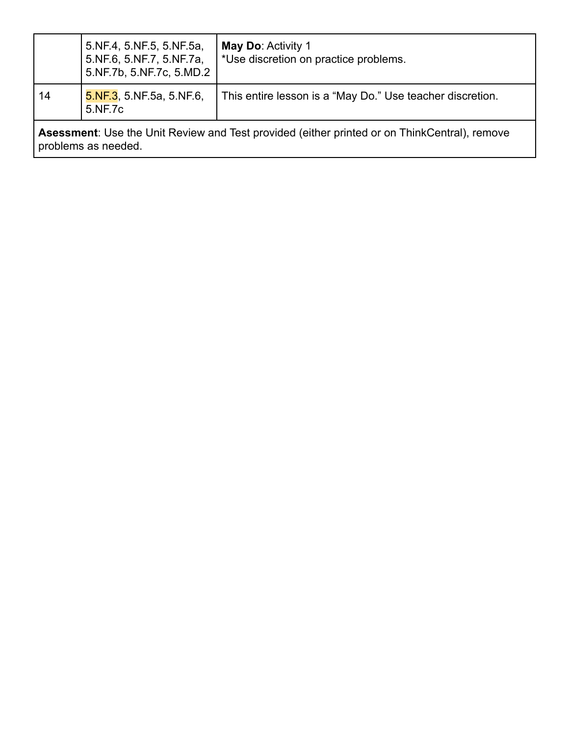| | | |
|---|---|---|
| | 5.NF.4, 5.NF.5, 5.NF.5a, 5.NF.6, 5.NF.7, 5.NF.7a, 5.NF.7b, 5.NF.7c, 5.MD.2 | **May Do**: Activity 1<br>*Use discretion on practice problems. |
| 14 | 5.NF.3, 5.NF.5a, 5.NF.6, 5.NF.7c | This entire lesson is a "May Do." Use teacher discretion. |
| **Asessment**: Use the Unit Review and Test provided (either printed or on ThinkCentral), remove problems as needed. | | |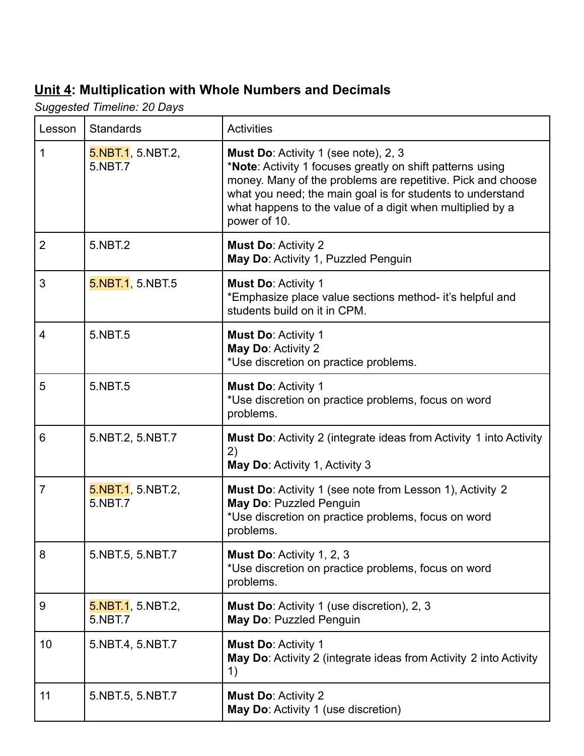**<u>Unit 4</u>: Multiplication with Whole Numbers and Decimals**

*Suggested Timeline: 20 Days*

| Lesson | Standards | Activities |
|---|---|---|
| 1 | 5.NBT.1, 5.NBT.2, 5.NBT.7 | **Must Do**: Activity 1 (see note), 2, 3<br>***Note**: Activity 1 focuses greatly on shift patterns using money. Many of the problems are repetitive. Pick and choose what you need; the main goal is for students to understand what happens to the value of a digit when multiplied by a power of 10. |
| 2 | 5.NBT.2 | **Must Do**: Activity 2<br>**May Do**: Activity 1, Puzzled Penguin |
| 3 | 5.NBT.1, 5.NBT.5 | **Must Do**: Activity 1<br>*Emphasize place value sections method- it's helpful and students build on it in CPM. |
| 4 | 5.NBT.5 | **Must Do**: Activity 1<br>**May Do**: Activity 2<br>*Use discretion on practice problems. |
| 5 | 5.NBT.5 | **Must Do**: Activity 1<br>*Use discretion on practice problems, focus on word problems. |
| 6 | 5.NBT.2, 5.NBT.7 | **Must Do**: Activity 2 (integrate ideas from Activity 1 into Activity 2)<br>**May Do**: Activity 1, Activity 3 |
| 7 | 5.NBT.1, 5.NBT.2, 5.NBT.7 | **Must Do**: Activity 1 (see note from Lesson 1), Activity 2<br>**May Do**: Puzzled Penguin<br>*Use discretion on practice problems, focus on word problems. |
| 8 | 5.NBT.5, 5.NBT.7 | **Must Do**: Activity 1, 2, 3<br>*Use discretion on practice problems, focus on word problems. |
| 9 | 5.NBT.1, 5.NBT.2, 5.NBT.7 | **Must Do**: Activity 1 (use discretion), 2, 3<br>**May Do**: Puzzled Penguin |
| 10 | 5.NBT.4, 5.NBT.7 | **Must Do**: Activity 1<br>**May Do**: Activity 2 (integrate ideas from Activity 2 into Activity 1) |
| 11 | 5.NBT.5, 5.NBT.7 | **Must Do**: Activity 2<br>**May Do**: Activity 1 (use discretion) |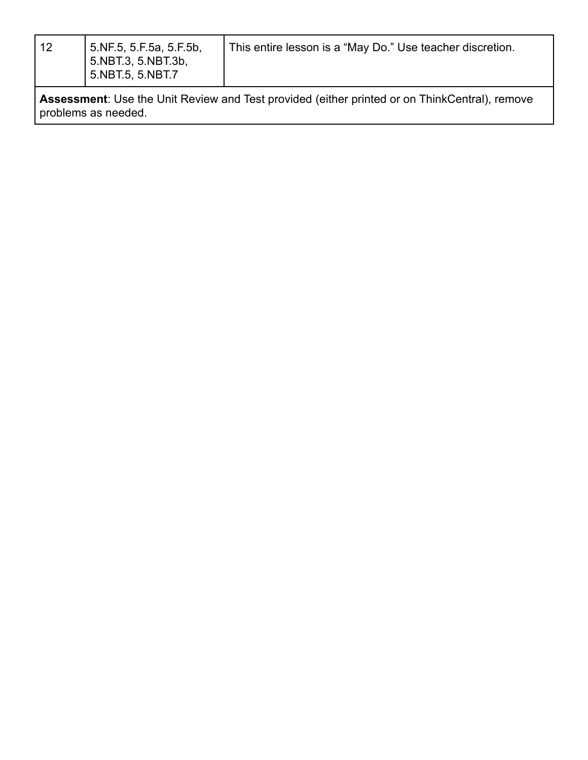| | | |
|---|---|---|
| 12 | 5.NF.5, 5.F.5a, 5.F.5b, 5.NBT.3, 5.NBT.3b, 5.NBT.5, 5.NBT.7 | This entire lesson is a “May Do.” Use teacher discretion. |
| **Assessment**: Use the Unit Review and Test provided (either printed or on ThinkCentral), remove problems as needed. | | |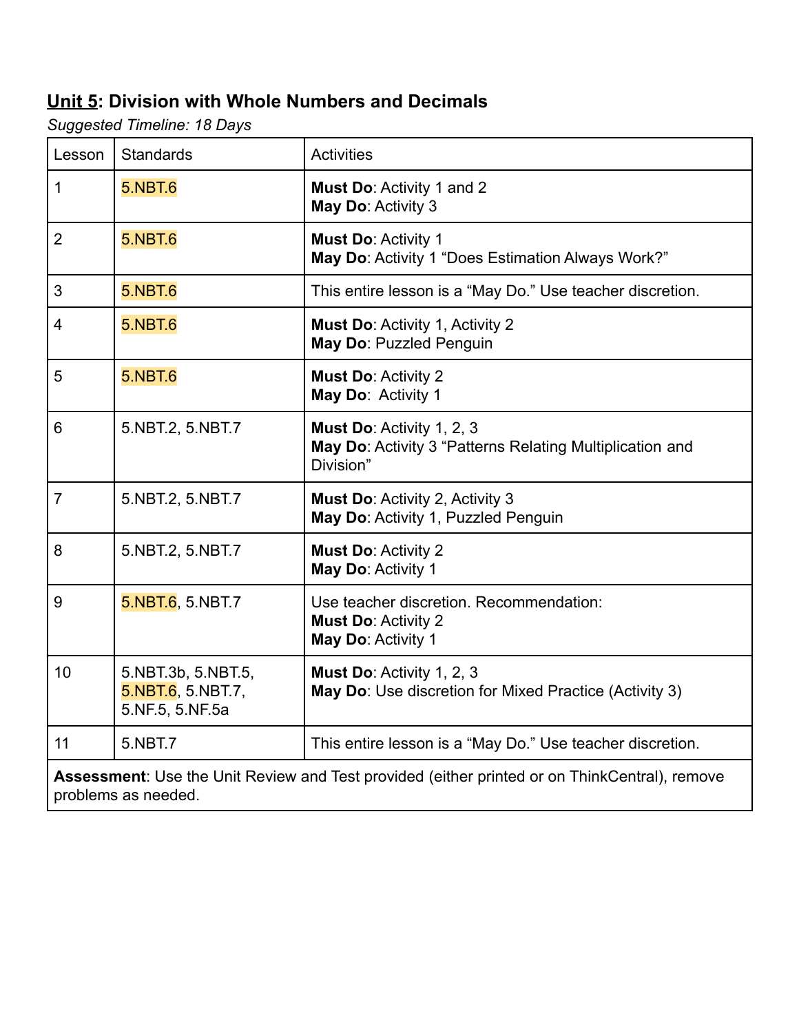## <u>Unit 5</u>: Division with Whole Numbers and Decimals

*Suggested Timeline: 18 Days*

| Lesson | Standards | Activities |
|---|---|---|
| 1 | 5.NBT.6 | **Must Do**: Activity 1 and 2<br>**May Do**: Activity 3 |
| 2 | 5.NBT.6 | **Must Do**: Activity 1<br>**May Do**: Activity 1 "Does Estimation Always Work?" |
| 3 | 5.NBT.6 | This entire lesson is a "May Do." Use teacher discretion. |
| 4 | 5.NBT.6 | **Must Do**: Activity 1, Activity 2<br>**May Do**: Puzzled Penguin |
| 5 | 5.NBT.6 | **Must Do**: Activity 2<br>**May Do**: Activity 1 |
| 6 | 5.NBT.2, 5.NBT.7 | **Must Do**: Activity 1, 2, 3<br>**May Do**: Activity 3 "Patterns Relating Multiplication and Division" |
| 7 | 5.NBT.2, 5.NBT.7 | **Must Do**: Activity 2, Activity 3<br>**May Do**: Activity 1, Puzzled Penguin |
| 8 | 5.NBT.2, 5.NBT.7 | **Must Do**: Activity 2<br>**May Do**: Activity 1 |
| 9 | 5.NBT.6, 5.NBT.7 | Use teacher discretion. Recommendation:<br>**Must Do**: Activity 2<br>**May Do**: Activity 1 |
| 10 | 5.NBT.3b, 5.NBT.5, 5.NBT.6, 5.NBT.7, 5.NF.5, 5.NF.5a | **Must Do**: Activity 1, 2, 3<br>**May Do**: Use discretion for Mixed Practice (Activity 3) |
| 11 | 5.NBT.7 | This entire lesson is a "May Do." Use teacher discretion. |
| **Assessment**: Use the Unit Review and Test provided (either printed or on ThinkCentral), remove problems as needed. | | |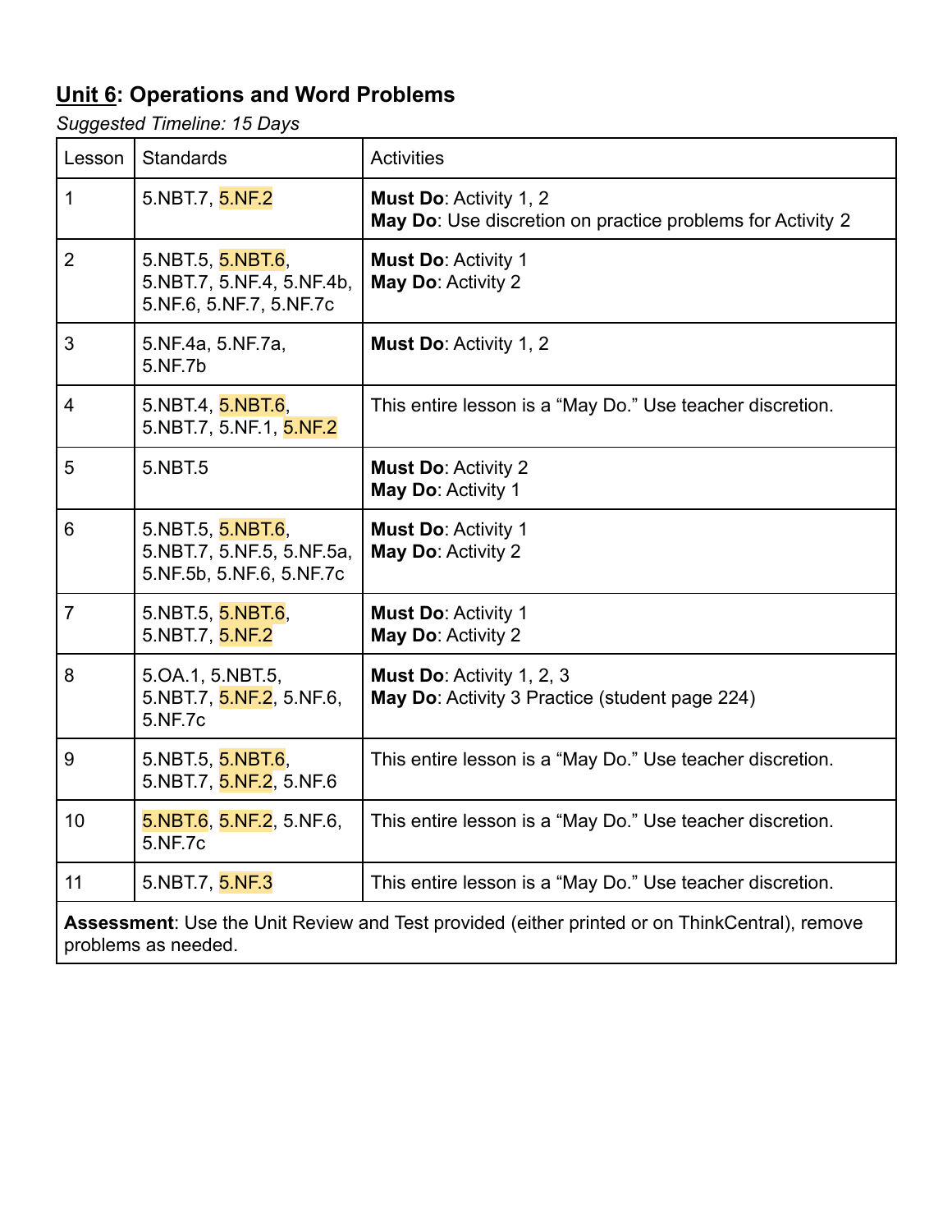## Unit 6: Operations and Word Problems

*Suggested Timeline: 15 Days*

| Lesson | Standards | Activities |
|---|---|---|
| 1 | 5.NBT.7, 5.NF.2 | **Must Do**: Activity 1, 2<br>**May Do**: Use discretion on practice problems for Activity 2 |
| 2 | 5.NBT.5, 5.NBT.6, 5.NBT.7, 5.NF.4, 5.NF.4b, 5.NF.6, 5.NF.7, 5.NF.7c | **Must Do**: Activity 1<br>**May Do**: Activity 2 |
| 3 | 5.NF.4a, 5.NF.7a, 5.NF.7b | **Must Do**: Activity 1, 2 |
| 4 | 5.NBT.4, 5.NBT.6, 5.NBT.7, 5.NF.1, 5.NF.2 | This entire lesson is a "May Do." Use teacher discretion. |
| 5 | 5.NBT.5 | **Must Do**: Activity 2<br>**May Do**: Activity 1 |
| 6 | 5.NBT.5, 5.NBT.6, 5.NBT.7, 5.NF.5, 5.NF.5a, 5.NF.5b, 5.NF.6, 5.NF.7c | **Must Do**: Activity 1<br>**May Do**: Activity 2 |
| 7 | 5.NBT.5, 5.NBT.6, 5.NBT.7, 5.NF.2 | **Must Do**: Activity 1<br>**May Do**: Activity 2 |
| 8 | 5.OA.1, 5.NBT.5, 5.NBT.7, 5.NF.2, 5.NF.6, 5.NF.7c | **Must Do**: Activity 1, 2, 3<br>**May Do**: Activity 3 Practice (student page 224) |
| 9 | 5.NBT.5, 5.NBT.6, 5.NBT.7, 5.NF.2, 5.NF.6 | This entire lesson is a "May Do." Use teacher discretion. |
| 10 | 5.NBT.6, 5.NF.2, 5.NF.6, 5.NF.7c | This entire lesson is a "May Do." Use teacher discretion. |
| 11 | 5.NBT.7, 5.NF.3 | This entire lesson is a "May Do." Use teacher discretion. |
| **Assessment**: Use the Unit Review and Test provided (either printed or on ThinkCentral), remove problems as needed. | | |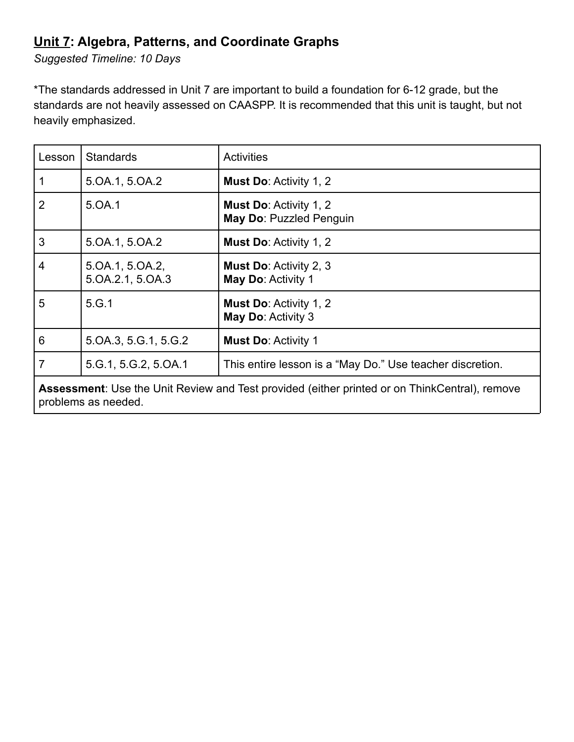## Unit 7: Algebra, Patterns, and Coordinate Graphs

*Suggested Timeline: 10 Days*

*The standards addressed in Unit 7 are important to build a foundation for 6-12 grade, but the standards are not heavily assessed on CAASPP. It is recommended that this unit is taught, but not heavily emphasized.

| Lesson | Standards | Activities |
|---|---|---|
| 1 | 5.OA.1, 5.OA.2 | **Must Do**: Activity 1, 2 |
| 2 | 5.OA.1 | **Must Do**: Activity 1, 2<br>**May Do**: Puzzled Penguin |
| 3 | 5.OA.1, 5.OA.2 | **Must Do**: Activity 1, 2 |
| 4 | 5.OA.1, 5.OA.2, 5.OA.2.1, 5.OA.3 | **Must Do**: Activity 2, 3<br>**May Do**: Activity 1 |
| 5 | 5.G.1 | **Must Do**: Activity 1, 2<br>**May Do**: Activity 3 |
| 6 | 5.OA.3, 5.G.1, 5.G.2 | **Must Do**: Activity 1 |
| 7 | 5.G.1, 5.G.2, 5.OA.1 | This entire lesson is a "May Do." Use teacher discretion. |
| **Assessment**: Use the Unit Review and Test provided (either printed or on ThinkCentral), remove problems as needed. | | |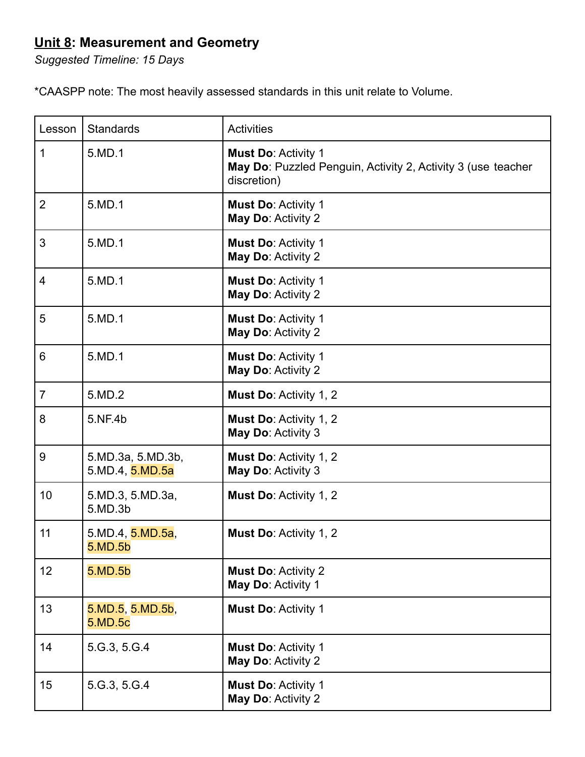## **Unit 8**: Measurement and Geometry

*Suggested Timeline: 15 Days*

*CAASPP note: The most heavily assessed standards in this unit relate to Volume.

| Lesson | Standards | Activities |
| --- | --- | --- |
| 1 | 5.MD.1 | **Must Do**: Activity 1<br>**May Do**: Puzzled Penguin, Activity 2, Activity 3 (use teacher discretion) |
| 2 | 5.MD.1 | **Must Do**: Activity 1<br>**May Do**: Activity 2 |
| 3 | 5.MD.1 | **Must Do**: Activity 1<br>**May Do**: Activity 2 |
| 4 | 5.MD.1 | **Must Do**: Activity 1<br>**May Do**: Activity 2 |
| 5 | 5.MD.1 | **Must Do**: Activity 1<br>**May Do**: Activity 2 |
| 6 | 5.MD.1 | **Must Do**: Activity 1<br>**May Do**: Activity 2 |
| 7 | 5.MD.2 | **Must Do**: Activity 1, 2 |
| 8 | 5.NF.4b | **Must Do**: Activity 1, 2<br>**May Do**: Activity 3 |
| 9 | 5.MD.3a, 5.MD.3b, 5.MD.4, 5.MD.5a | **Must Do**: Activity 1, 2<br>**May Do**: Activity 3 |
| 10 | 5.MD.3, 5.MD.3a, 5.MD.3b | **Must Do**: Activity 1, 2 |
| 11 | 5.MD.4, 5.MD.5a, 5.MD.5b | **Must Do**: Activity 1, 2 |
| 12 | 5.MD.5b | **Must Do**: Activity 2<br>**May Do**: Activity 1 |
| 13 | 5.MD.5, 5.MD.5b, 5.MD.5c | **Must Do**: Activity 1 |
| 14 | 5.G.3, 5.G.4 | **Must Do**: Activity 1<br>**May Do**: Activity 2 |
| 15 | 5.G.3, 5.G.4 | **Must Do**: Activity 1<br>**May Do**: Activity 2 |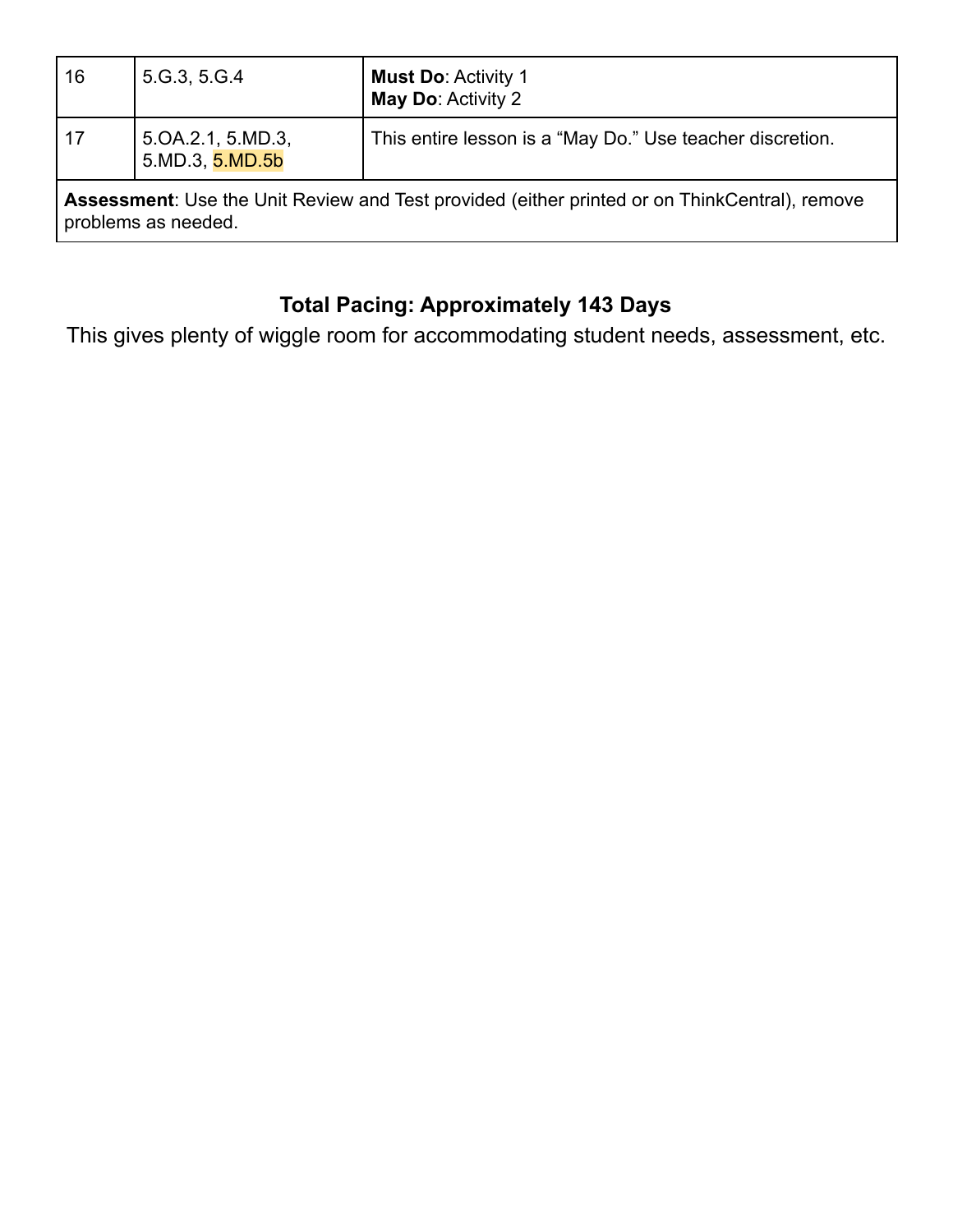| | | |
|---|---|---|
| 16 | 5.G.3, 5.G.4 | **Must Do**: Activity 1<br>**May Do**: Activity 2 |
| 17 | 5.OA.2.1, 5.MD.3, 5.MD.3, 5.MD.5b | This entire lesson is a “May Do.” Use teacher discretion. |
| **Assessment**: Use the Unit Review and Test provided (either printed or on ThinkCentral), remove problems as needed. | | |

**Total Pacing: Approximately 143 Days**

This gives plenty of wiggle room for accommodating student needs, assessment, etc.